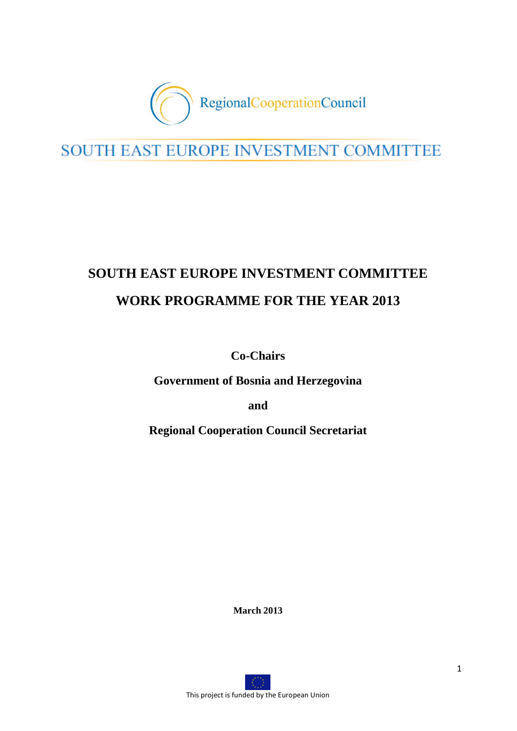RegionalCooperationCouncil

SOUTH EAST EUROPE INVESTMENT COMMITTEE

# SOUTH EAST EUROPE INVESTMENT COMMITTEE

# WORK PROGRAMME FOR THE YEAR 2013

**Co-Chairs**

**Government of Bosnia and Herzegovina**

**and**

**Regional Cooperation Council Secretariat**

**March 2013**

This project is funded by the European Union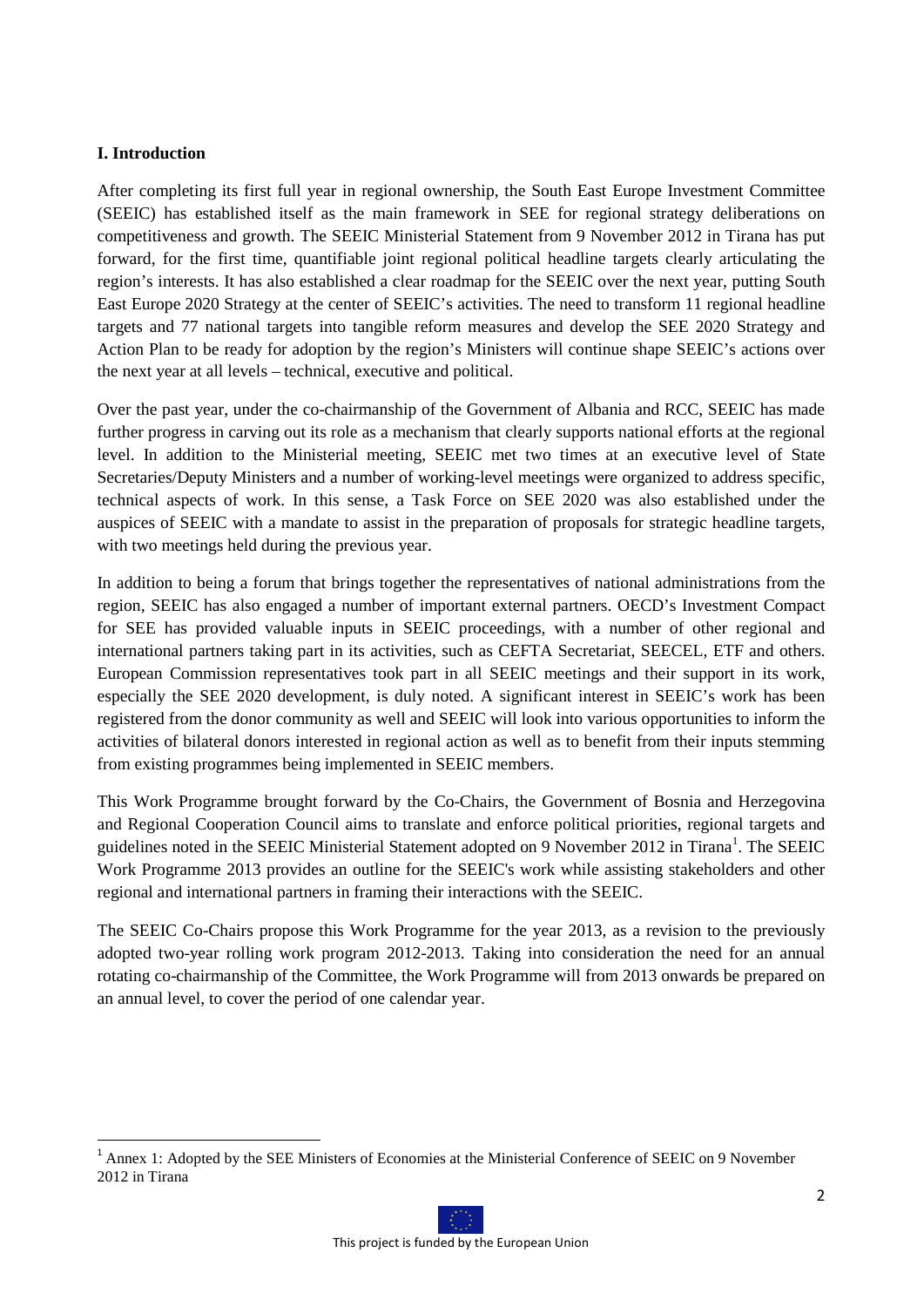**I. Introduction**

After completing its first full year in regional ownership, the South East Europe Investment Committee (SEEIC) has established itself as the main framework in SEE for regional strategy deliberations on competitiveness and growth. The SEEIC Ministerial Statement from 9 November 2012 in Tirana has put forward, for the first time, quantifiable joint regional political headline targets clearly articulating the region's interests. It has also established a clear roadmap for the SEEIC over the next year, putting South East Europe 2020 Strategy at the center of SEEIC's activities. The need to transform 11 regional headline targets and 77 national targets into tangible reform measures and develop the SEE 2020 Strategy and Action Plan to be ready for adoption by the region's Ministers will continue shape SEEIC's actions over the next year at all levels – technical, executive and political.

Over the past year, under the co-chairmanship of the Government of Albania and RCC, SEEIC has made further progress in carving out its role as a mechanism that clearly supports national efforts at the regional level. In addition to the Ministerial meeting, SEEIC met two times at an executive level of State Secretaries/Deputy Ministers and a number of working-level meetings were organized to address specific, technical aspects of work. In this sense, a Task Force on SEE 2020 was also established under the auspices of SEEIC with a mandate to assist in the preparation of proposals for strategic headline targets, with two meetings held during the previous year.

In addition to being a forum that brings together the representatives of national administrations from the region, SEEIC has also engaged a number of important external partners. OECD's Investment Compact for SEE has provided valuable inputs in SEEIC proceedings, with a number of other regional and international partners taking part in its activities, such as CEFTA Secretariat, SEECEL, ETF and others. European Commission representatives took part in all SEEIC meetings and their support in its work, especially the SEE 2020 development, is duly noted. A significant interest in SEEIC's work has been registered from the donor community as well and SEEIC will look into various opportunities to inform the activities of bilateral donors interested in regional action as well as to benefit from their inputs stemming from existing programmes being implemented in SEEIC members.

This Work Programme brought forward by the Co-Chairs, the Government of Bosnia and Herzegovina and Regional Cooperation Council aims to translate and enforce political priorities, regional targets and guidelines noted in the SEEIC Ministerial Statement adopted on 9 November 2012 in Tirana[1]. The SEEIC Work Programme 2013 provides an outline for the SEEIC's work while assisting stakeholders and other regional and international partners in framing their interactions with the SEEIC.

The SEEIC Co-Chairs propose this Work Programme for the year 2013, as a revision to the previously adopted two-year rolling work program 2012-2013. Taking into consideration the need for an annual rotating co-chairmanship of the Committee, the Work Programme will from 2013 onwards be prepared on an annual level, to cover the period of one calendar year.

[1] Annex 1: Adopted by the SEE Ministers of Economies at the Ministerial Conference of SEEIC on 9 November 2012 in Tirana

This project is funded by the European Union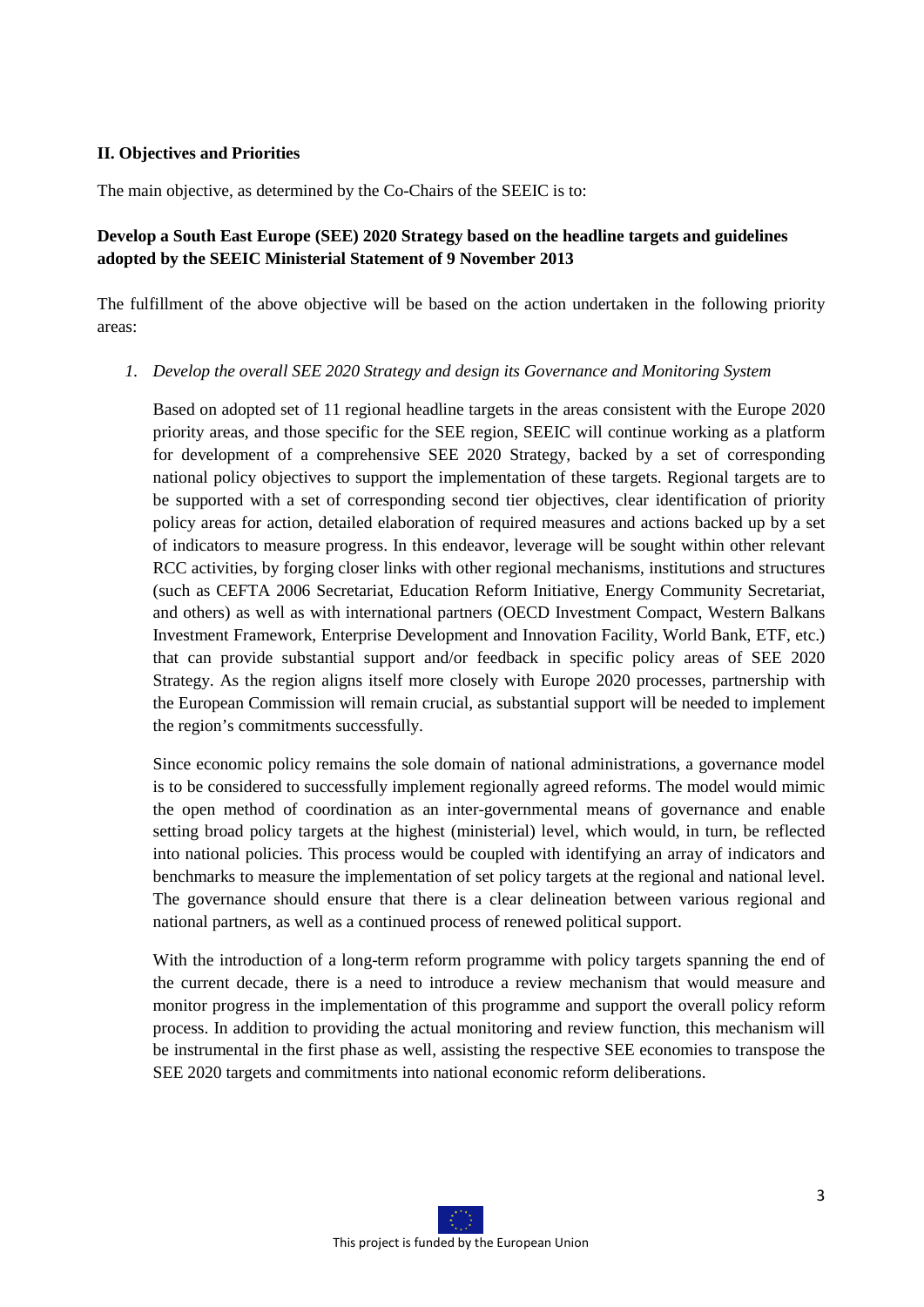## II. Objectives and Priorities

The main objective, as determined by the Co-Chairs of the SEEIC is to:

**Develop a South East Europe (SEE) 2020 Strategy based on the headline targets and guidelines adopted by the SEEIC Ministerial Statement of 9 November 2013**

The fulfillment of the above objective will be based on the action undertaken in the following priority areas:

1. *Develop the overall SEE 2020 Strategy and design its Governance and Monitoring System*

   Based on adopted set of 11 regional headline targets in the areas consistent with the Europe 2020 priority areas, and those specific for the SEE region, SEEIC will continue working as a platform for development of a comprehensive SEE 2020 Strategy, backed by a set of corresponding national policy objectives to support the implementation of these targets. Regional targets are to be supported with a set of corresponding second tier objectives, clear identification of priority policy areas for action, detailed elaboration of required measures and actions backed up by a set of indicators to measure progress. In this endeavor, leverage will be sought within other relevant RCC activities, by forging closer links with other regional mechanisms, institutions and structures (such as CEFTA 2006 Secretariat, Education Reform Initiative, Energy Community Secretariat, and others) as well as with international partners (OECD Investment Compact, Western Balkans Investment Framework, Enterprise Development and Innovation Facility, World Bank, ETF, etc.) that can provide substantial support and/or feedback in specific policy areas of SEE 2020 Strategy. As the region aligns itself more closely with Europe 2020 processes, partnership with the European Commission will remain crucial, as substantial support will be needed to implement the region's commitments successfully.

   Since economic policy remains the sole domain of national administrations, a governance model is to be considered to successfully implement regionally agreed reforms. The model would mimic the open method of coordination as an inter-governmental means of governance and enable setting broad policy targets at the highest (ministerial) level, which would, in turn, be reflected into national policies. This process would be coupled with identifying an array of indicators and benchmarks to measure the implementation of set policy targets at the regional and national level. The governance should ensure that there is a clear delineation between various regional and national partners, as well as a continued process of renewed political support.

   With the introduction of a long-term reform programme with policy targets spanning the end of the current decade, there is a need to introduce a review mechanism that would measure and monitor progress in the implementation of this programme and support the overall policy reform process. In addition to providing the actual monitoring and review function, this mechanism will be instrumental in the first phase as well, assisting the respective SEE economies to transpose the SEE 2020 targets and commitments into national economic reform deliberations.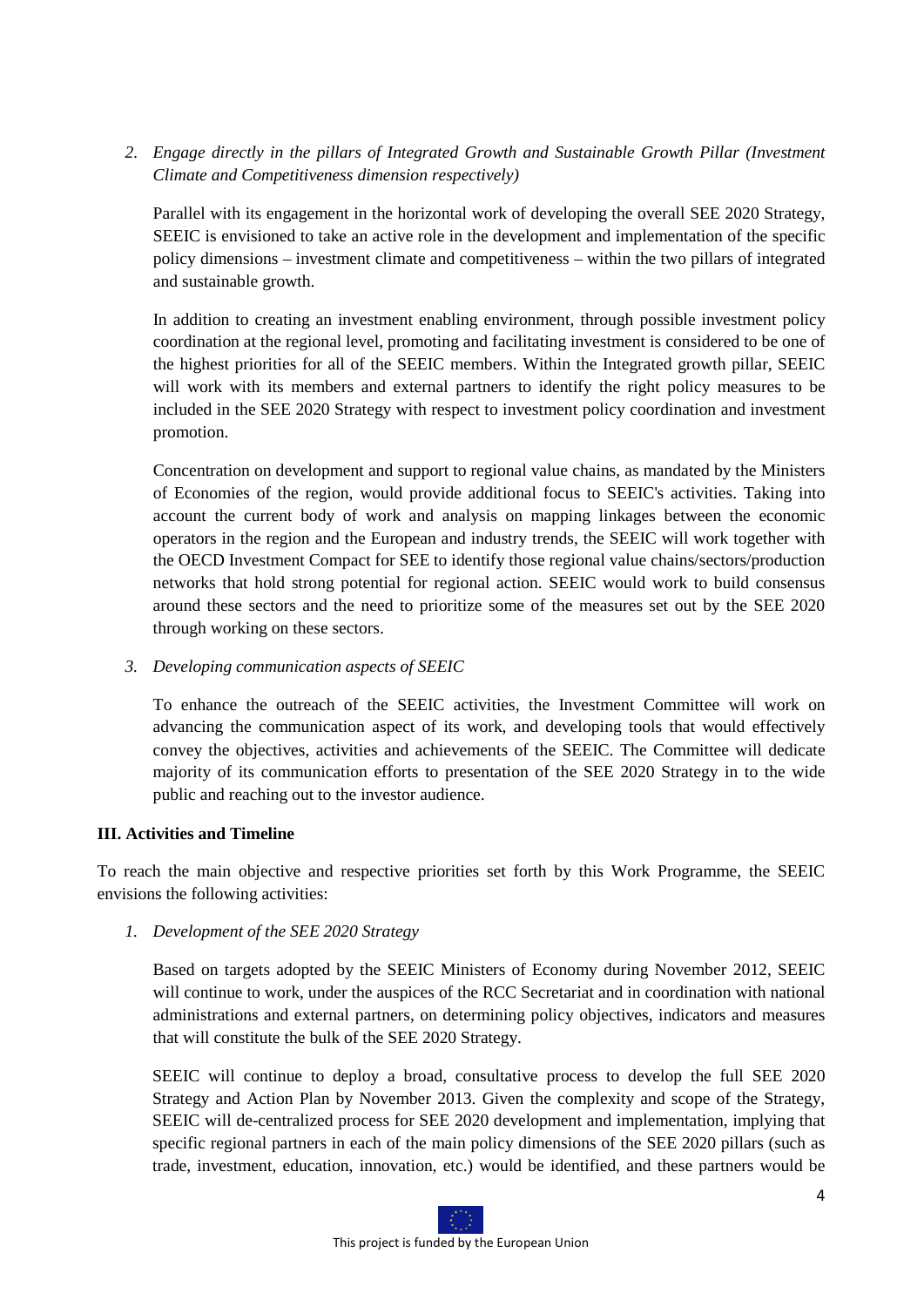2. *Engage directly in the pillars of Integrated Growth and Sustainable Growth Pillar (Investment Climate and Competitiveness dimension respectively)*

   Parallel with its engagement in the horizontal work of developing the overall SEE 2020 Strategy, SEEIC is envisioned to take an active role in the development and implementation of the specific policy dimensions – investment climate and competitiveness – within the two pillars of integrated and sustainable growth.

   In addition to creating an investment enabling environment, through possible investment policy coordination at the regional level, promoting and facilitating investment is considered to be one of the highest priorities for all of the SEEIC members. Within the Integrated growth pillar, SEEIC will work with its members and external partners to identify the right policy measures to be included in the SEE 2020 Strategy with respect to investment policy coordination and investment promotion.

   Concentration on development and support to regional value chains, as mandated by the Ministers of Economies of the region, would provide additional focus to SEEIC's activities. Taking into account the current body of work and analysis on mapping linkages between the economic operators in the region and the European and industry trends, the SEEIC will work together with the OECD Investment Compact for SEE to identify those regional value chains/sectors/production networks that hold strong potential for regional action. SEEIC would work to build consensus around these sectors and the need to prioritize some of the measures set out by the SEE 2020 through working on these sectors.

3. *Developing communication aspects of SEEIC*

   To enhance the outreach of the SEEIC activities, the Investment Committee will work on advancing the communication aspect of its work, and developing tools that would effectively convey the objectives, activities and achievements of the SEEIC. The Committee will dedicate majority of its communication efforts to presentation of the SEE 2020 Strategy in to the wide public and reaching out to the investor audience.

**III. Activities and Timeline**

To reach the main objective and respective priorities set forth by this Work Programme, the SEEIC envisions the following activities:

1. *Development of the SEE 2020 Strategy*

   Based on targets adopted by the SEEIC Ministers of Economy during November 2012, SEEIC will continue to work, under the auspices of the RCC Secretariat and in coordination with national administrations and external partners, on determining policy objectives, indicators and measures that will constitute the bulk of the SEE 2020 Strategy.

   SEEIC will continue to deploy a broad, consultative process to develop the full SEE 2020 Strategy and Action Plan by November 2013. Given the complexity and scope of the Strategy, SEEIC will de-centralized process for SEE 2020 development and implementation, implying that specific regional partners in each of the main policy dimensions of the SEE 2020 pillars (such as trade, investment, education, innovation, etc.) would be identified, and these partners would be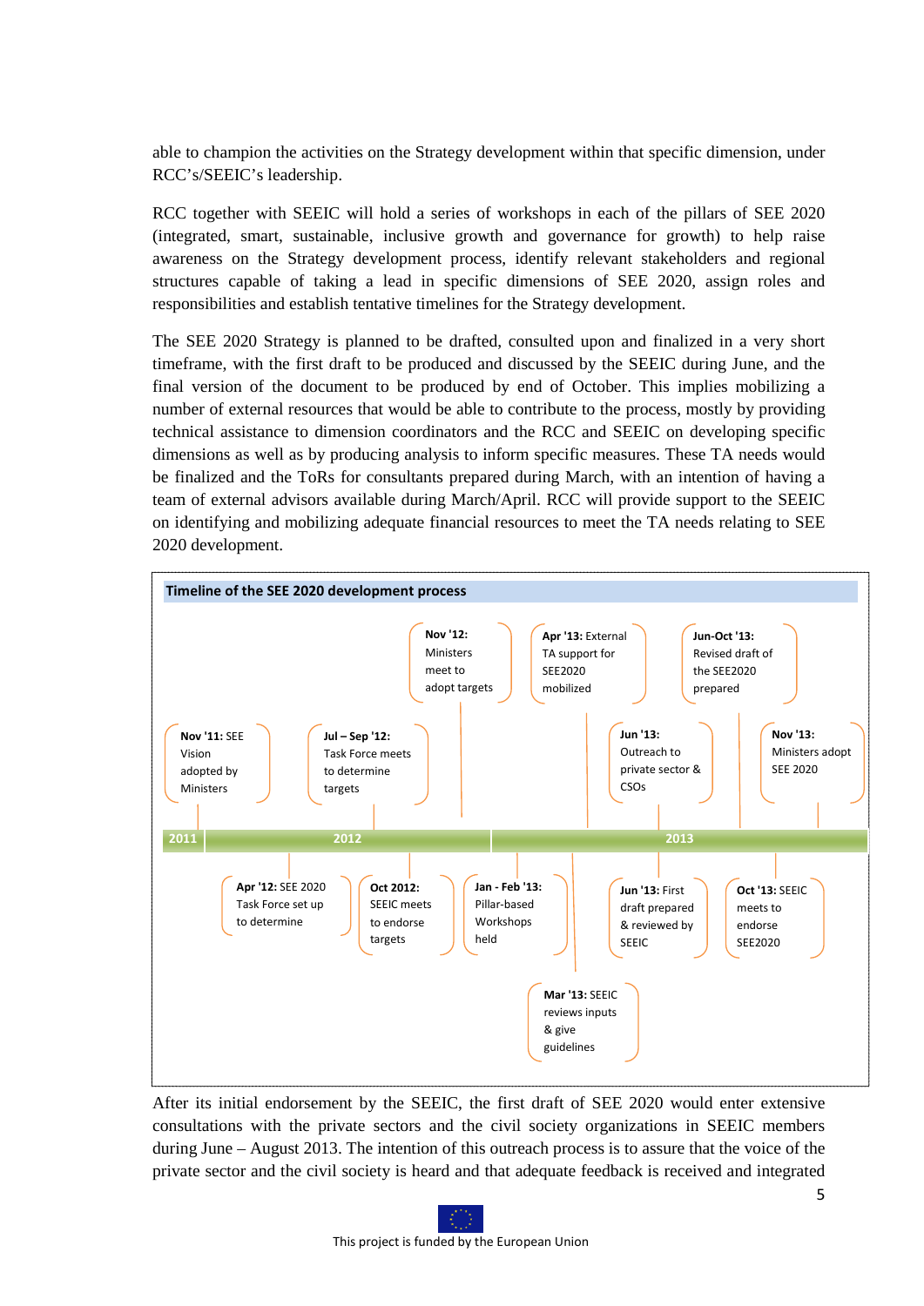able to champion the activities on the Strategy development within that specific dimension, under RCC's/SEEIC's leadership.

RCC together with SEEIC will hold a series of workshops in each of the pillars of SEE 2020 (integrated, smart, sustainable, inclusive growth and governance for growth) to help raise awareness on the Strategy development process, identify relevant stakeholders and regional structures capable of taking a lead in specific dimensions of SEE 2020, assign roles and responsibilities and establish tentative timelines for the Strategy development.

The SEE 2020 Strategy is planned to be drafted, consulted upon and finalized in a very short timeframe, with the first draft to be produced and discussed by the SEEIC during June, and the final version of the document to be produced by end of October. This implies mobilizing a number of external resources that would be able to contribute to the process, mostly by providing technical assistance to dimension coordinators and the RCC and SEEIC on developing specific dimensions as well as by producing analysis to inform specific measures. These TA needs would be finalized and the ToRs for consultants prepared during March, with an intention of having a team of external advisors available during March/April. RCC will provide support to the SEEIC on identifying and mobilizing adequate financial resources to meet the TA needs relating to SEE 2020 development.

**Timeline of the SEE 2020 development process**

2011
2012
2013

**Nov '11:** SEE Vision adopted by Ministers

**Apr '12:** SEE 2020 Task Force set up to determine

**Jul – Sep '12:** Task Force meets to determine targets

**Oct 2012:** SEEIC meets to endorse targets

**Nov '12:** Ministers meet to adopt targets

**Jan - Feb '13:** Pillar-based Workshops held

**Mar '13:** SEEIC reviews inputs & give guidelines

**Apr '13:** External TA support for SEE2020 mobilized

**Jun '13:** Outreach to private sector & CSOs

**Jun '13:** First draft prepared & reviewed by SEEIC

**Jun-Oct '13:** Revised draft of the SEE2020 prepared

**Oct '13:** SEEIC meets to endorse SEE2020

**Nov '13:** Ministers adopt SEE 2020

After its initial endorsement by the SEEIC, the first draft of SEE 2020 would enter extensive consultations with the private sectors and the civil society organizations in SEEIC members during June – August 2013. The intention of this outreach process is to assure that the voice of the private sector and the civil society is heard and that adequate feedback is received and integrated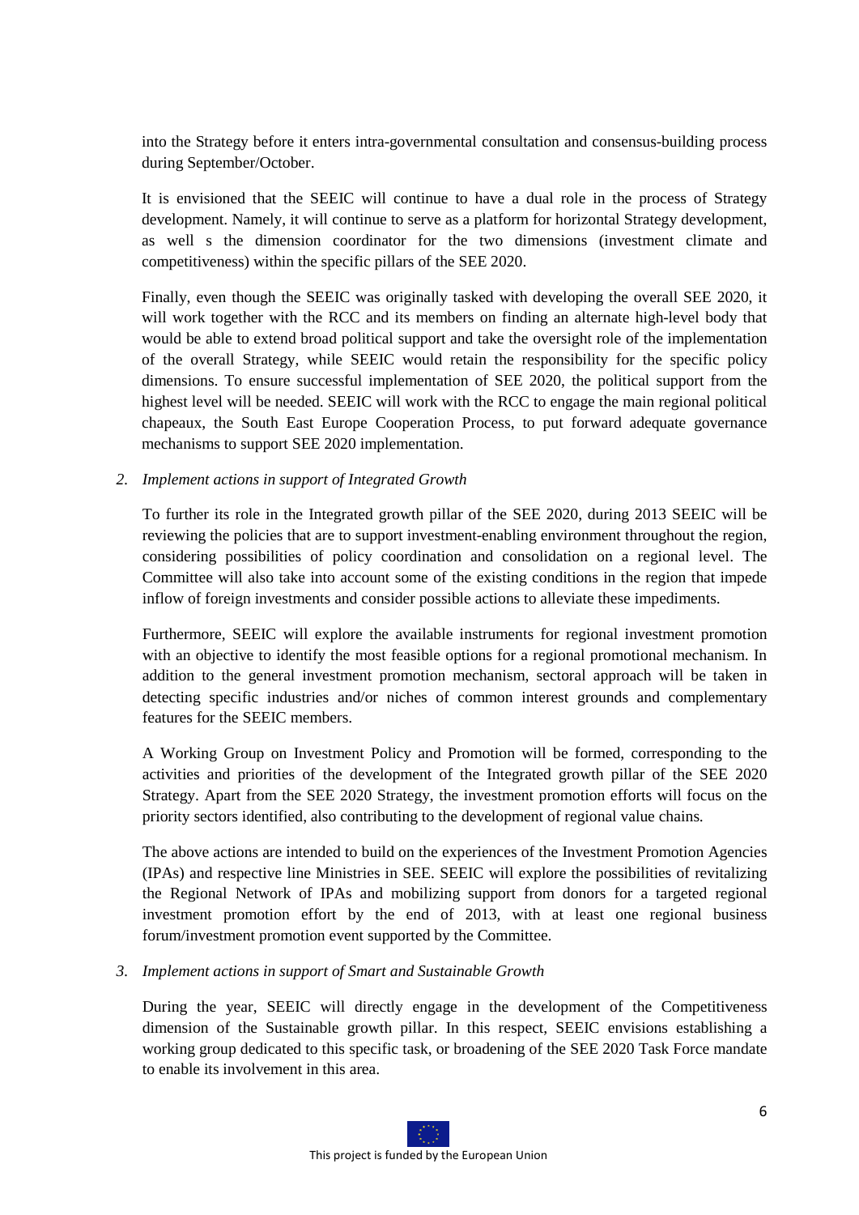into the Strategy before it enters intra-governmental consultation and consensus-building process during September/October.

It is envisioned that the SEEIC will continue to have a dual role in the process of Strategy development. Namely, it will continue to serve as a platform for horizontal Strategy development, as well s the dimension coordinator for the two dimensions (investment climate and competitiveness) within the specific pillars of the SEE 2020.

Finally, even though the SEEIC was originally tasked with developing the overall SEE 2020, it will work together with the RCC and its members on finding an alternate high-level body that would be able to extend broad political support and take the oversight role of the implementation of the overall Strategy, while SEEIC would retain the responsibility for the specific policy dimensions. To ensure successful implementation of SEE 2020, the political support from the highest level will be needed. SEEIC will work with the RCC to engage the main regional political chapeaux, the South East Europe Cooperation Process, to put forward adequate governance mechanisms to support SEE 2020 implementation.

*2. Implement actions in support of Integrated Growth*

To further its role in the Integrated growth pillar of the SEE 2020, during 2013 SEEIC will be reviewing the policies that are to support investment-enabling environment throughout the region, considering possibilities of policy coordination and consolidation on a regional level. The Committee will also take into account some of the existing conditions in the region that impede inflow of foreign investments and consider possible actions to alleviate these impediments.

Furthermore, SEEIC will explore the available instruments for regional investment promotion with an objective to identify the most feasible options for a regional promotional mechanism. In addition to the general investment promotion mechanism, sectoral approach will be taken in detecting specific industries and/or niches of common interest grounds and complementary features for the SEEIC members.

A Working Group on Investment Policy and Promotion will be formed, corresponding to the activities and priorities of the development of the Integrated growth pillar of the SEE 2020 Strategy. Apart from the SEE 2020 Strategy, the investment promotion efforts will focus on the priority sectors identified, also contributing to the development of regional value chains.

The above actions are intended to build on the experiences of the Investment Promotion Agencies (IPAs) and respective line Ministries in SEE. SEEIC will explore the possibilities of revitalizing the Regional Network of IPAs and mobilizing support from donors for a targeted regional investment promotion effort by the end of 2013, with at least one regional business forum/investment promotion event supported by the Committee.

*3. Implement actions in support of Smart and Sustainable Growth*

During the year, SEEIC will directly engage in the development of the Competitiveness dimension of the Sustainable growth pillar. In this respect, SEEIC envisions establishing a working group dedicated to this specific task, or broadening of the SEE 2020 Task Force mandate to enable its involvement in this area.

This project is funded by the European Union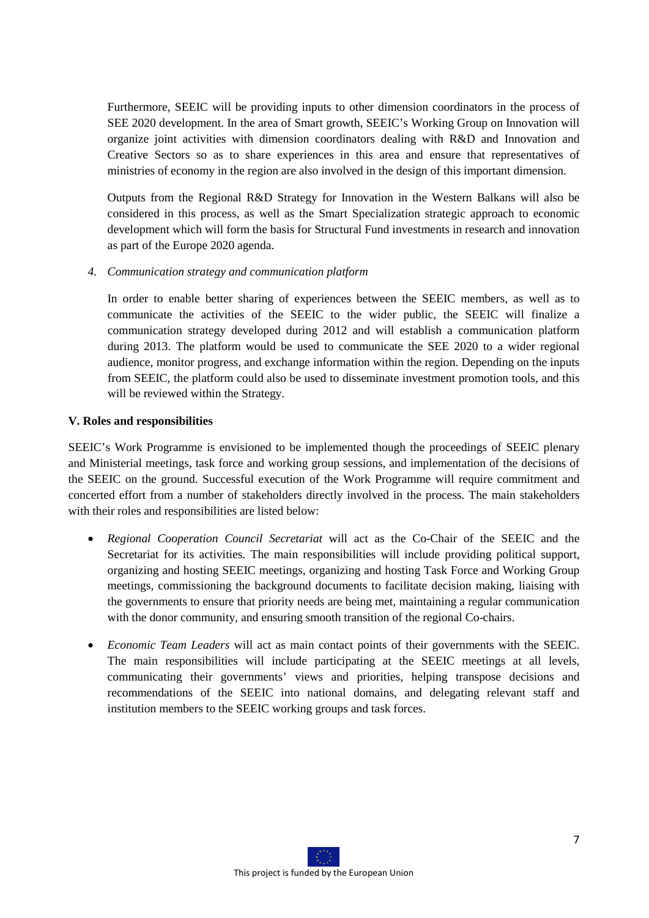Furthermore, SEEIC will be providing inputs to other dimension coordinators in the process of SEE 2020 development. In the area of Smart growth, SEEIC's Working Group on Innovation will organize joint activities with dimension coordinators dealing with R&D and Innovation and Creative Sectors so as to share experiences in this area and ensure that representatives of ministries of economy in the region are also involved in the design of this important dimension.

Outputs from the Regional R&D Strategy for Innovation in the Western Balkans will also be considered in this process, as well as the Smart Specialization strategic approach to economic development which will form the basis for Structural Fund investments in research and innovation as part of the Europe 2020 agenda.

4. *Communication strategy and communication platform*

In order to enable better sharing of experiences between the SEEIC members, as well as to communicate the activities of the SEEIC to the wider public, the SEEIC will finalize a communication strategy developed during 2012 and will establish a communication platform during 2013. The platform would be used to communicate the SEE 2020 to a wider regional audience, monitor progress, and exchange information within the region. Depending on the inputs from SEEIC, the platform could also be used to disseminate investment promotion tools, and this will be reviewed within the Strategy.

## V. Roles and responsibilities

SEEIC's Work Programme is envisioned to be implemented though the proceedings of SEEIC plenary and Ministerial meetings, task force and working group sessions, and implementation of the decisions of the SEEIC on the ground. Successful execution of the Work Programme will require commitment and concerted effort from a number of stakeholders directly involved in the process. The main stakeholders with their roles and responsibilities are listed below:

- *Regional Cooperation Council Secretariat* will act as the Co-Chair of the SEEIC and the Secretariat for its activities. The main responsibilities will include providing political support, organizing and hosting SEEIC meetings, organizing and hosting Task Force and Working Group meetings, commissioning the background documents to facilitate decision making, liaising with the governments to ensure that priority needs are being met, maintaining a regular communication with the donor community, and ensuring smooth transition of the regional Co-chairs.
- *Economic Team Leaders* will act as main contact points of their governments with the SEEIC. The main responsibilities will include participating at the SEEIC meetings at all levels, communicating their governments' views and priorities, helping transpose decisions and recommendations of the SEEIC into national domains, and delegating relevant staff and institution members to the SEEIC working groups and task forces.

This project is funded by the European Union